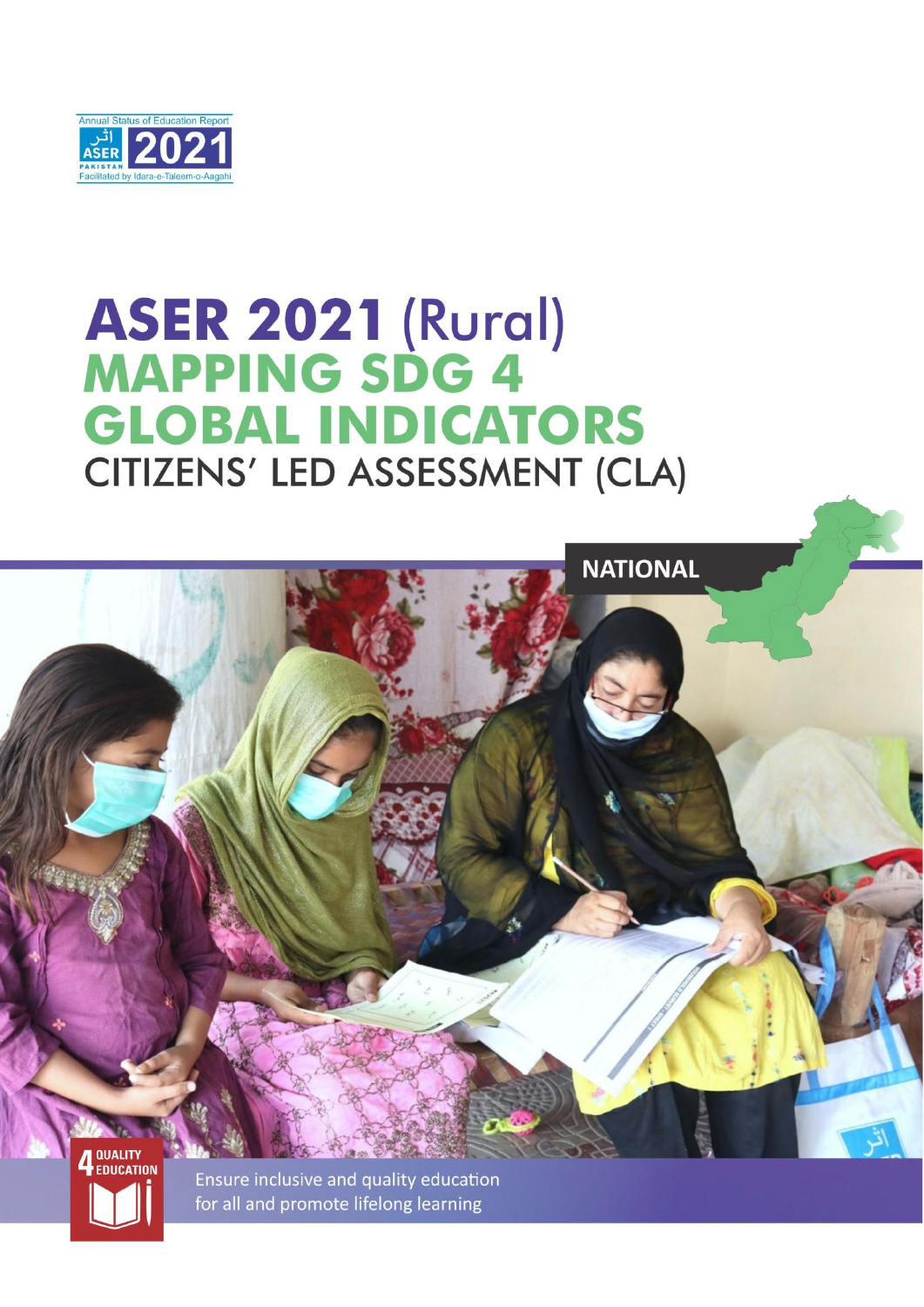Annual Status of Education Report
اثر
ASER PAKISTAN 2021
Facilitated by Idara-e-Taleem-o-Aagahi

# ASER 2021 (Rural)
# MAPPING SDG 4 GLOBAL INDICATORS
## CITIZENS' LED ASSESSMENT (CLA)

NATIONAL

4 QUALITY EDUCATION

Ensure inclusive and quality education for all and promote lifelong learning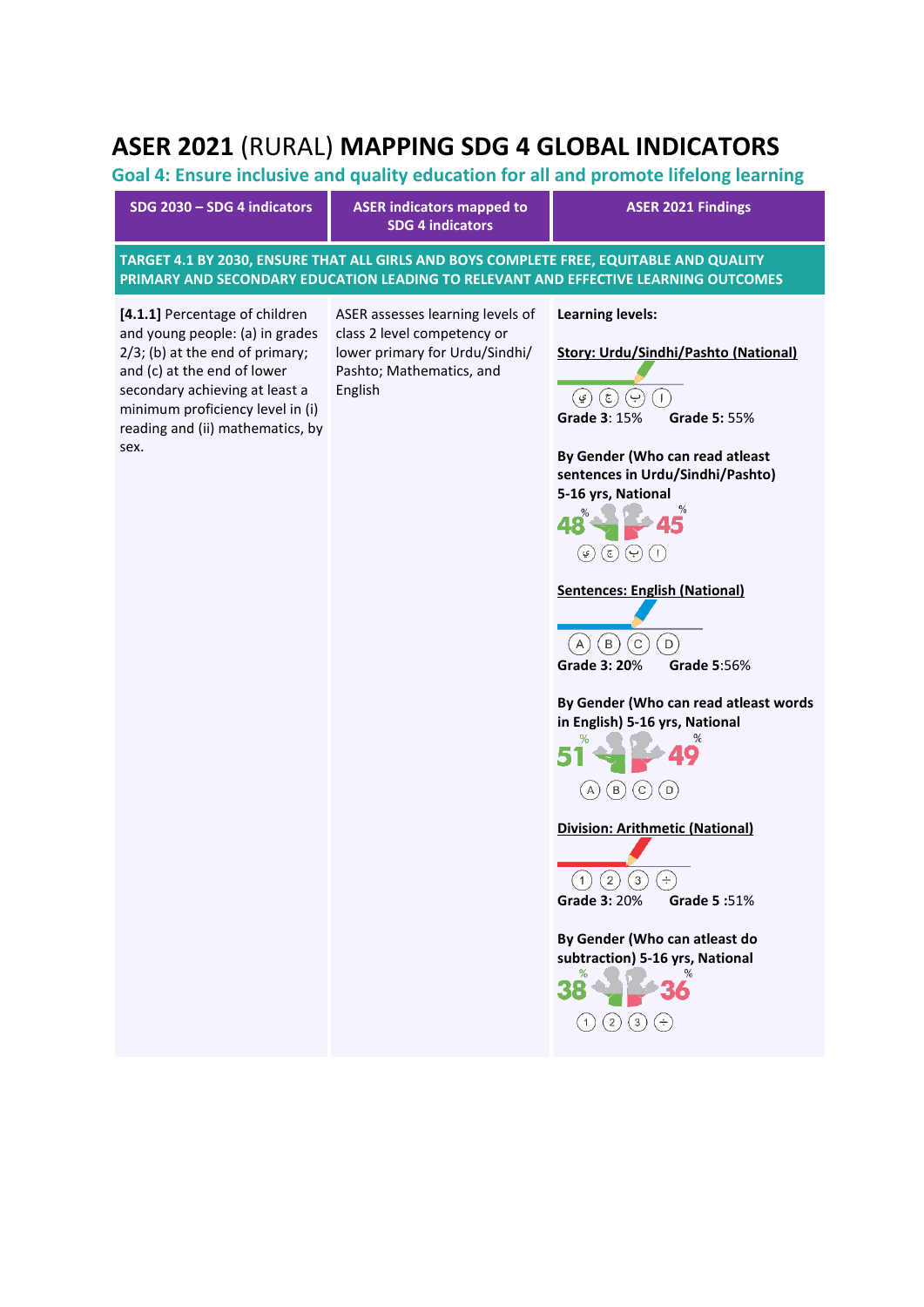# ASER 2021 (RURAL) MAPPING SDG 4 GLOBAL INDICATORS

## Goal 4: Ensure inclusive and quality education for all and promote lifelong learning

| SDG 2030 – SDG 4 indicators | ASER indicators mapped to SDG 4 indicators | ASER 2021 Findings |
|---|---|---|
| **TARGET 4.1 BY 2030, ENSURE THAT ALL GIRLS AND BOYS COMPLETE FREE, EQUITABLE AND QUALITY PRIMARY AND SECONDARY EDUCATION LEADING TO RELEVANT AND EFFECTIVE LEARNING OUTCOMES** | | |
| **[4.1.1]** Percentage of children and young people: (a) in grades 2/3; (b) at the end of primary; and (c) at the end of lower secondary achieving at least a minimum proficiency level in (i) reading and (ii) mathematics, by sex. | ASER assesses learning levels of class 2 level competency or lower primary for Urdu/Sindhi/ Pashto; Mathematics, and English | **Learning levels:**<br><br>**Story: Urdu/Sindhi/Pashto (National)**<br>**Grade 3**: 15% **Grade 5:** 55%<br><br>**By Gender (Who can read atleast sentences in Urdu/Sindhi/Pashto) 5-16 yrs, National**<br>48% 45%<br><br>**Sentences: English (National)**<br>**Grade 3: 20% Grade 5**:56%<br><br>**By Gender (Who can read atleast words in English) 5-16 yrs, National**<br>51% 49%<br><br>**Division: Arithmetic (National)**<br>**Grade 3:** 20% **Grade 5** :51%<br><br>**By Gender (Who can atleast do subtraction) 5-16 yrs, National**<br>38% 36% |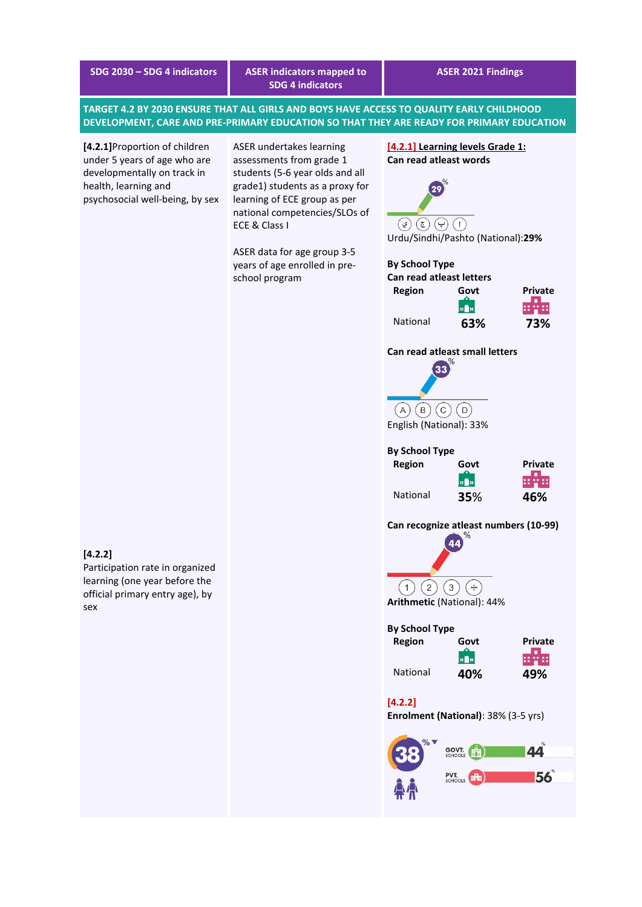| SDG 2030 – SDG 4 indicators | ASER indicators mapped to SDG 4 indicators | ASER 2021 Findings |
|---|---|---|

**TARGET 4.2 BY 2030 ENSURE THAT ALL GIRLS AND BOYS HAVE ACCESS TO QUALITY EARLY CHILDHOOD DEVELOPMENT, CARE AND PRE-PRIMARY EDUCATION SO THAT THEY ARE READY FOR PRIMARY EDUCATION**

**[4.2.1]** Proportion of children under 5 years of age who are developmentally on track in health, learning and psychosocial well-being, by sex

**[4.2.2]** Participation rate in organized learning (one year before the official primary entry age), by sex

ASER undertakes learning assessments from grade 1 students (5-6 year olds and all grade1) students as a proxy for learning of ECE group as per national competencies/SLOs of ECE & Class I

ASER data for age group 3-5 years of age enrolled in pre-school program

**[4.2.1] Learning levels Grade 1:**
**Can read atleast words**

29%

ی ج ب ا

Urdu/Sindhi/Pashto (National):**29%**

**By School Type**
**Can read atleast letters**

| Region | Govt | Private |
|---|---|---|
| National | 63% | 73% |

**Can read atleast small letters**

33%

A B C D

English (National): 33%

**By School Type**

| Region | Govt | Private |
|---|---|---|
| National | 35% | 46% |

**Can recognize atleast numbers (10-99)**

44%

1 2 3 ÷

**Arithmetic** (National): 44%

**By School Type**

| Region | Govt | Private |
|---|---|---|
| National | 40% | 49% |

**[4.2.2]**
**Enrolment (National)**: 38% (3-5 yrs)

38%

GOVT. SCHOOLS 44%

PVT. SCHOOLS 56%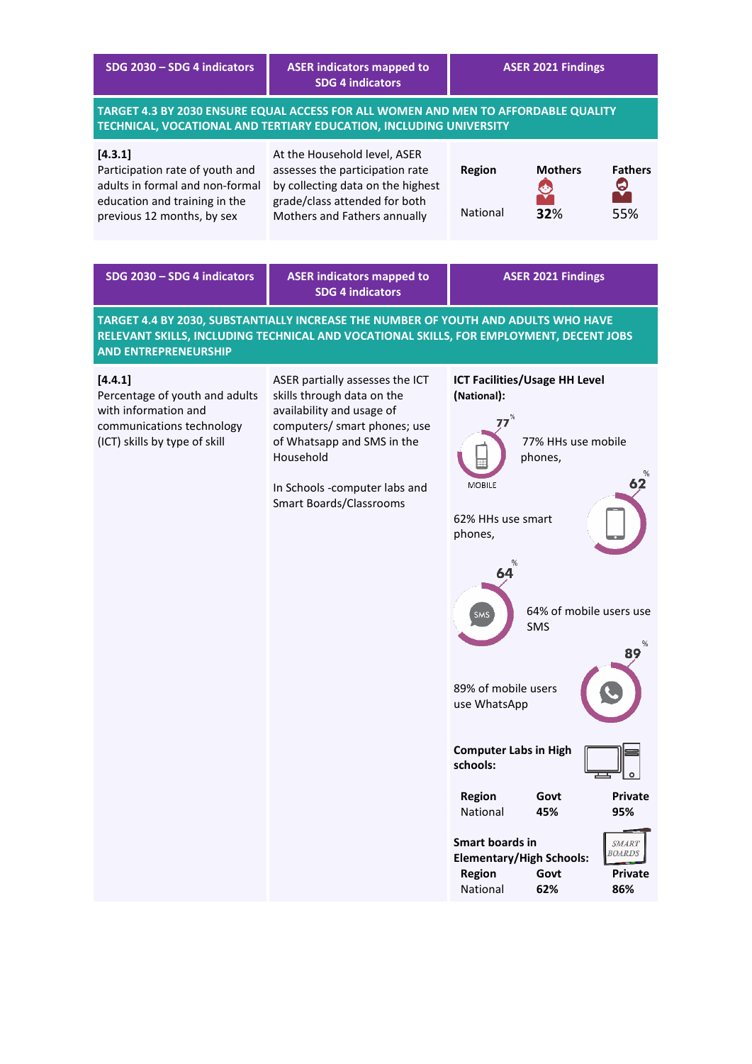| SDG 2030 – SDG 4 indicators | ASER indicators mapped to SDG 4 indicators | ASER 2021 Findings |
|---|---|---|
| **TARGET 4.3 BY 2030 ENSURE EQUAL ACCESS FOR ALL WOMEN AND MEN TO AFFORDABLE QUALITY TECHNICAL, VOCATIONAL AND TERTIARY EDUCATION, INCLUDING UNIVERSITY** | | |
| **[4.3.1]** Participation rate of youth and adults in formal and non-formal education and training in the previous 12 months, by sex | At the Household level, ASER assesses the participation rate by collecting data on the highest grade/class attended for both Mothers and Fathers annually | **Region** / **Mothers** / **Fathers**<br>National / **32%** / 55% |

| SDG 2030 – SDG 4 indicators | ASER indicators mapped to SDG 4 indicators | ASER 2021 Findings |
|---|---|---|
| **TARGET 4.4 BY 2030, SUBSTANTIALLY INCREASE THE NUMBER OF YOUTH AND ADULTS WHO HAVE RELEVANT SKILLS, INCLUDING TECHNICAL AND VOCATIONAL SKILLS, FOR EMPLOYMENT, DECENT JOBS AND ENTREPRENEURSHIP** | | |
| **[4.4.1]** Percentage of youth and adults with information and communications technology (ICT) skills by type of skill | ASER partially assesses the ICT skills through data on the availability and usage of computers/ smart phones; use of Whatsapp and SMS in the Household<br><br>In Schools -computer labs and Smart Boards/Classrooms | **ICT Facilities/Usage HH Level (National):**<br>77% HHs use mobile phones,<br>62% HHs use smart phones,<br>64% of mobile users use SMS<br>89% of mobile users use WhatsApp<br><br>**Computer Labs in High schools:**<br>**Region** / **Govt** / **Private**<br>National / **45%** / **95%**<br><br>**Smart boards in Elementary/High Schools:**<br>**Region** / **Govt** / **Private**<br>National / **62%** / **86%** |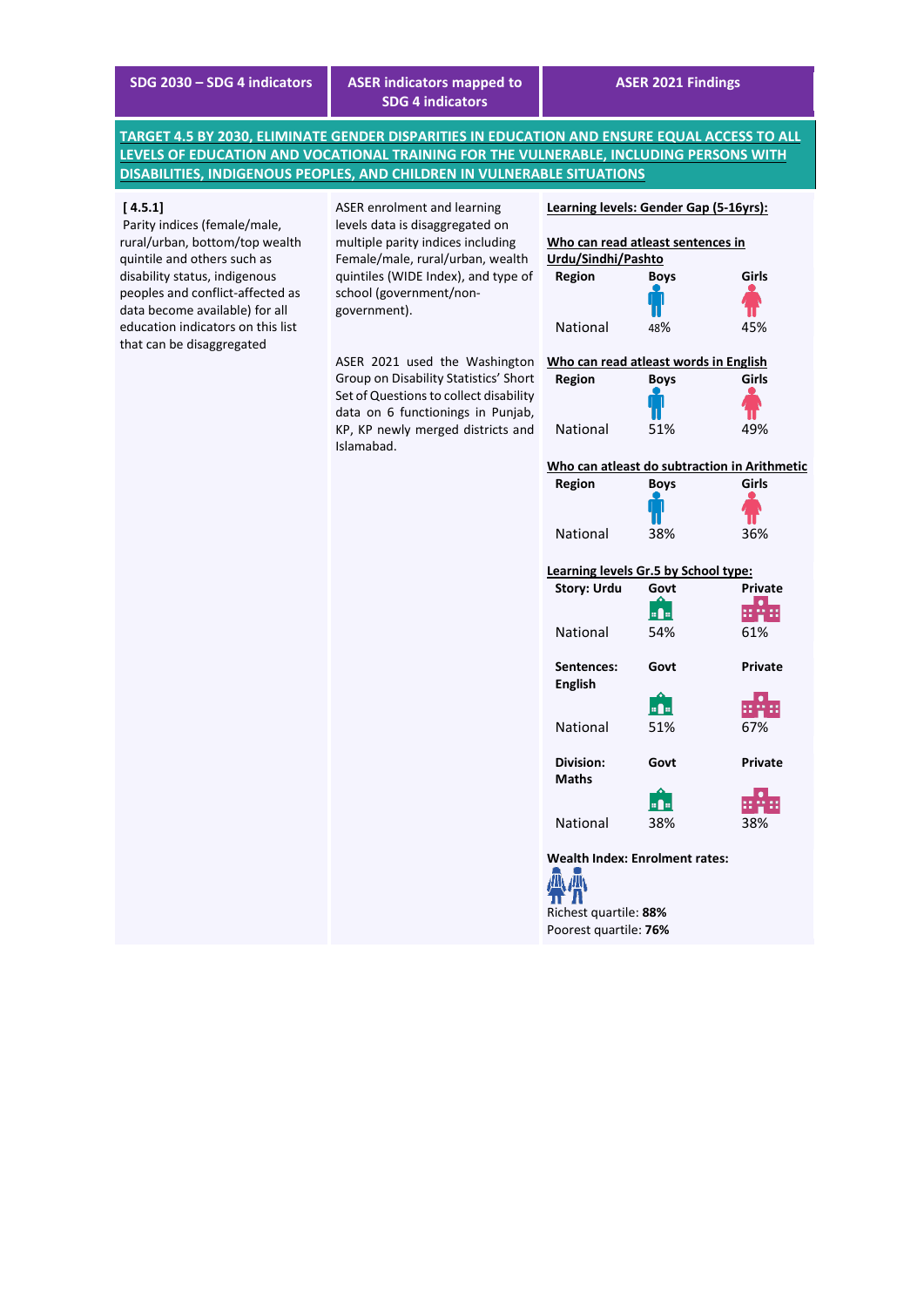| SDG 2030 – SDG 4 indicators | ASER indicators mapped to SDG 4 indicators | ASER 2021 Findings |
| --- | --- | --- |

**TARGET 4.5 BY 2030, ELIMINATE GENDER DISPARITIES IN EDUCATION AND ENSURE EQUAL ACCESS TO ALL LEVELS OF EDUCATION AND VOCATIONAL TRAINING FOR THE VULNERABLE, INCLUDING PERSONS WITH DISABILITIES, INDIGENOUS PEOPLES, AND CHILDREN IN VULNERABLE SITUATIONS**

**[ 4.5.1]**
Parity indices (female/male, rural/urban, bottom/top wealth quintile and others such as disability status, indigenous peoples and conflict-affected as data become available) for all education indicators on this list that can be disaggregated

ASER enrolment and learning levels data is disaggregated on multiple parity indices including Female/male, rural/urban, wealth quintiles (WIDE Index), and type of school (government/non-government).

ASER 2021 used the Washington Group on Disability Statistics' Short Set of Questions to collect disability data on 6 functionings in Punjab, KP, KP newly merged districts and Islamabad.

**Learning levels: Gender Gap (5-16yrs):**

**Who can read atleast sentences in Urdu/Sindhi/Pashto**

| Region | Boys | Girls |
| --- | --- | --- |
| National | 48% | 45% |

**Who can read atleast words in English**

| Region | Boys | Girls |
| --- | --- | --- |
| National | 51% | 49% |

**Who can atleast do subtraction in Arithmetic**

| Region | Boys | Girls |
| --- | --- | --- |
| National | 38% | 36% |

**Learning levels Gr.5 by School type:**

| Story: Urdu | Govt | Private |
| --- | --- | --- |
| National | 54% | 61% |

| Sentences: English | Govt | Private |
| --- | --- | --- |
| National | 51% | 67% |

| Division: Maths | Govt | Private |
| --- | --- | --- |
| National | 38% | 38% |

**Wealth Index: Enrolment rates:**

Richest quartile: **88%**
Poorest quartile: **76%**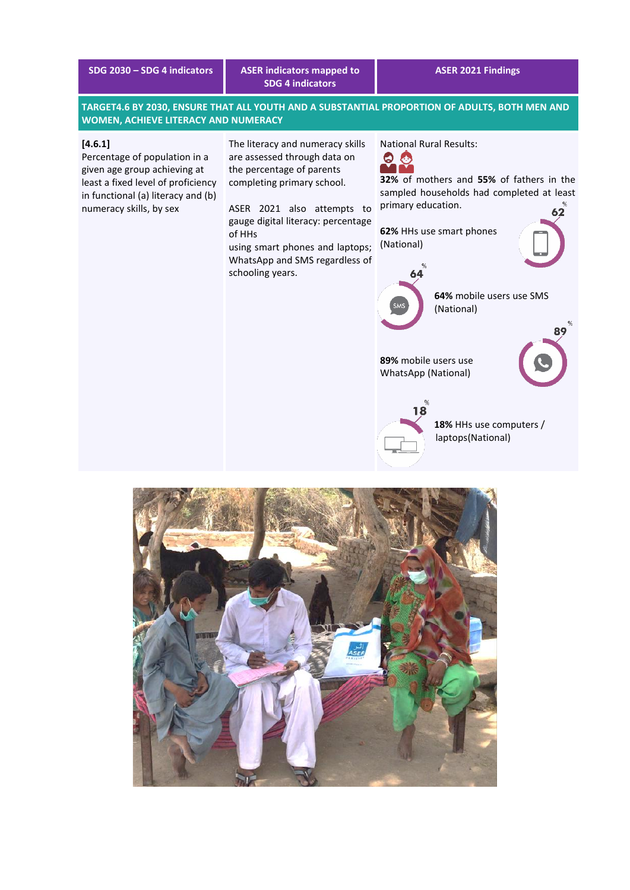| SDG 2030 – SDG 4 indicators | ASER indicators mapped to SDG 4 indicators | ASER 2021 Findings |
|---|---|---|
| **TARGET4.6 BY 2030, ENSURE THAT ALL YOUTH AND A SUBSTANTIAL PROPORTION OF ADULTS, BOTH MEN AND WOMEN, ACHIEVE LITERACY AND NUMERACY** | | |
| **[4.6.1]** Percentage of population in a given age group achieving at least a fixed level of proficiency in functional (a) literacy and (b) numeracy skills, by sex | The literacy and numeracy skills are assessed through data on the percentage of parents completing primary school. ASER 2021 also attempts to gauge digital literacy: percentage of HHs using smart phones and laptops; WhatsApp and SMS regardless of schooling years. | National Rural Results: **32%** of mothers and **55%** of fathers in the sampled households had completed at least primary education. **62%** HHs use smart phones (National) **64%** mobile users use SMS (National) **89%** mobile users use WhatsApp (National) **18%** HHs use computers / laptops(National) |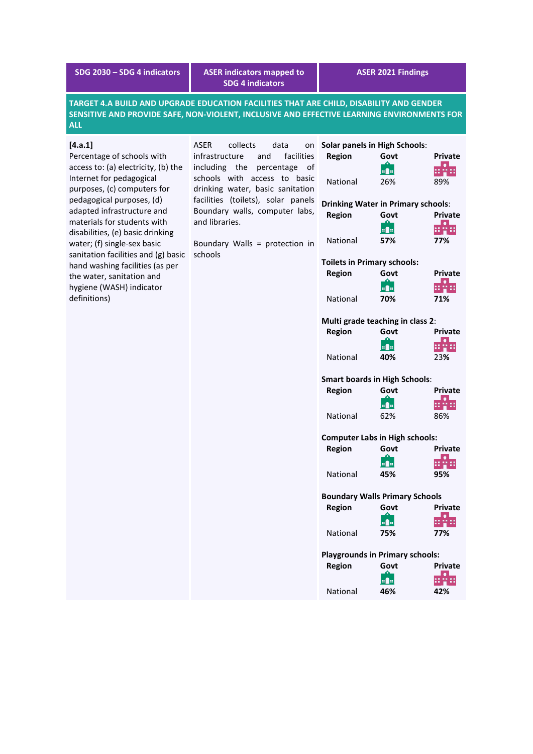| SDG 2030 – SDG 4 indicators | ASER indicators mapped to SDG 4 indicators | ASER 2021 Findings |
|---|---|---|
| **TARGET 4.A BUILD AND UPGRADE EDUCATION FACILITIES THAT ARE CHILD, DISABILITY AND GENDER SENSITIVE AND PROVIDE SAFE, NON-VIOLENT, INCLUSIVE AND EFFECTIVE LEARNING ENVIRONMENTS FOR ALL** | | |
| **[4.a.1]** Percentage of schools with access to: (a) electricity, (b) the Internet for pedagogical purposes, (c) computers for pedagogical purposes, (d) adapted infrastructure and materials for students with disabilities, (e) basic drinking water; (f) single-sex basic sanitation facilities and (g) basic hand washing facilities (as per the water, sanitation and hygiene (WASH) indicator definitions) | ASER collects data on infrastructure and facilities including the percentage of schools with access to basic drinking water, basic sanitation facilities (toilets), solar panels Boundary walls, computer labs, and libraries.<br><br>Boundary Walls = protection in schools | **Solar panels in High Schools**:<br>**Region** / **Govt** / **Private**<br>National / 26% / 89%<br><br>**Drinking Water in Primary schools**:<br>**Region** / **Govt** / **Private**<br>National / **57%** / **77%**<br><br>**Toilets in Primary schools:**<br>**Region** / **Govt** / **Private**<br>National / **70%** / **71%**<br><br>**Multi grade teaching in class 2**:<br>**Region** / **Govt** / **Private**<br>National / **40%** / 23%<br><br>**Smart boards in High Schools**:<br>**Region** / **Govt** / **Private**<br>National / 62% / 86%<br><br>**Computer Labs in High schools:**<br>**Region** / **Govt** / **Private**<br>National / **45%** / **95%**<br><br>**Boundary Walls Primary Schools**<br>**Region** / **Govt** / **Private**<br>National / **75%** / **77%**<br><br>**Playgrounds in Primary schools:**<br>**Region** / **Govt** / **Private**<br>National / **46%** / **42%** |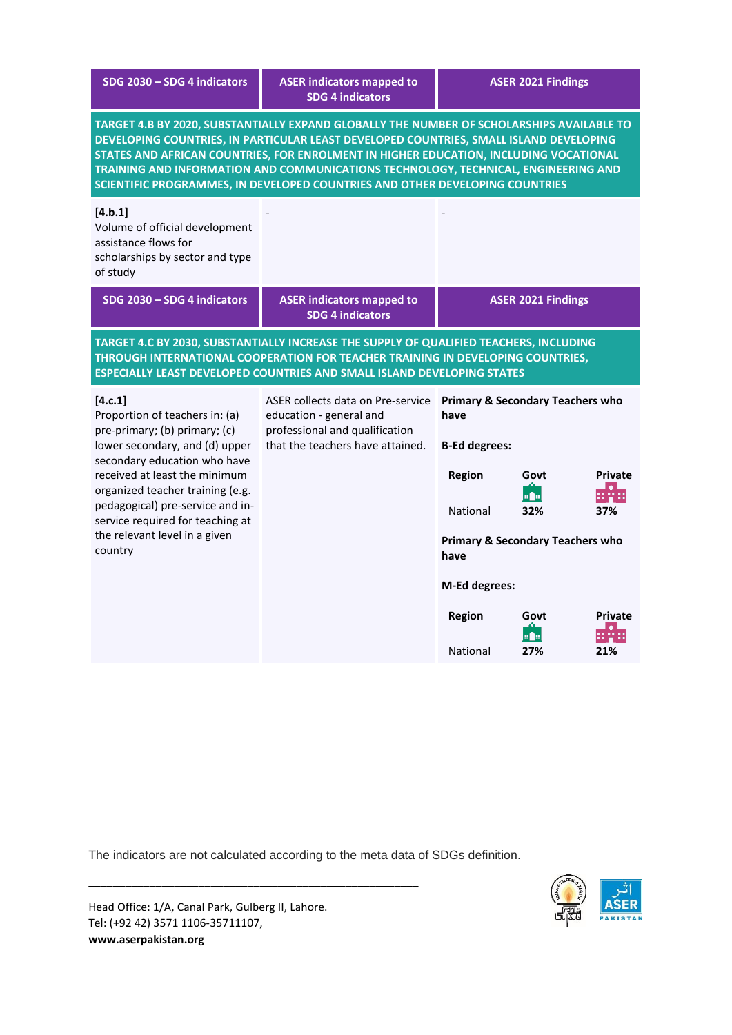| SDG 2030 – SDG 4 indicators | ASER indicators mapped to SDG 4 indicators | ASER 2021 Findings |
|---|---|---|
| **TARGET 4.B BY 2020, SUBSTANTIALLY EXPAND GLOBALLY THE NUMBER OF SCHOLARSHIPS AVAILABLE TO DEVELOPING COUNTRIES, IN PARTICULAR LEAST DEVELOPED COUNTRIES, SMALL ISLAND DEVELOPING STATES AND AFRICAN COUNTRIES, FOR ENROLMENT IN HIGHER EDUCATION, INCLUDING VOCATIONAL TRAINING AND INFORMATION AND COMMUNICATIONS TECHNOLOGY, TECHNICAL, ENGINEERING AND SCIENTIFIC PROGRAMMES, IN DEVELOPED COUNTRIES AND OTHER DEVELOPING COUNTRIES** | | |
| **[4.b.1]** Volume of official development assistance flows for scholarships by sector and type of study | - | - |

| SDG 2030 – SDG 4 indicators | ASER indicators mapped to SDG 4 indicators | ASER 2021 Findings |
|---|---|---|
| **TARGET 4.C BY 2030, SUBSTANTIALLY INCREASE THE SUPPLY OF QUALIFIED TEACHERS, INCLUDING THROUGH INTERNATIONAL COOPERATION FOR TEACHER TRAINING IN DEVELOPING COUNTRIES, ESPECIALLY LEAST DEVELOPED COUNTRIES AND SMALL ISLAND DEVELOPING STATES** | | |
| **[4.c.1]** Proportion of teachers in: (a) pre-primary; (b) primary; (c) lower secondary, and (d) upper secondary education who have received at least the minimum organized teacher training (e.g. pedagogical) pre-service and in-service required for teaching at the relevant level in a given country | ASER collects data on Pre-service education - general and professional and qualification that the teachers have attained. | **Primary & Secondary Teachers who have B-Ed degrees:** Region: National — Govt **32%**, Private **37%**; **Primary & Secondary Teachers who have M-Ed degrees:** Region: National — Govt **27%**, Private **21%** |

The indicators are not calculated according to the meta data of SDGs definition.

Head Office: 1/A, Canal Park, Gulberg II, Lahore.
Tel: (+92 42) 3571 1106-35711107,
**www.aserpakistan.org**